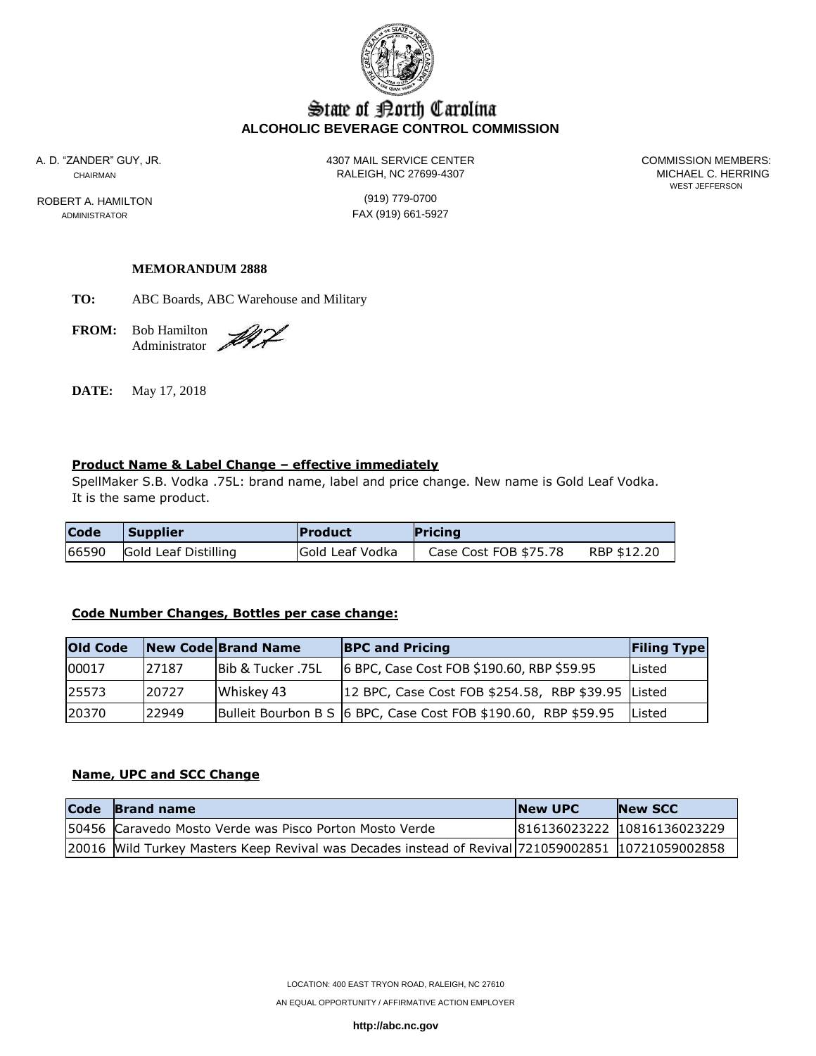# State of North Carolina
## ALCOHOLIC BEVERAGE CONTROL COMMISSION

A. D. "ZANDER" GUY, JR.
CHAIRMAN

ROBERT A. HAMILTON
ADMINISTRATOR

4307 MAIL SERVICE CENTER
RALEIGH, NC 27699-4307

(919) 779-0700
FAX (919) 661-5927

COMMISSION MEMBERS:
MICHAEL C. HERRING
WEST JEFFERSON

**MEMORANDUM 2888**

**TO:** ABC Boards, ABC Warehouse and Military

**FROM:** Bob Hamilton
Administrator

**DATE:** May 17, 2018

**Product Name & Label Change – effective immediately**

SpellMaker S.B. Vodka .75L: brand name, label and price change. New name is Gold Leaf Vodka. It is the same product.

| Code | Supplier | Product | Pricing | |
|---|---|---|---|---|
| 66590 | Gold Leaf Distilling | Gold Leaf Vodka | Case Cost FOB $75.78 | RBP $12.20 |

**Code Number Changes, Bottles per case change:**

| Old Code | New Code | Brand Name | BPC and Pricing | Filing Type |
|---|---|---|---|---|
| 00017 | 27187 | Bib & Tucker .75L | 6 BPC, Case Cost FOB $190.60, RBP $59.95 | Listed |
| 25573 | 20727 | Whiskey 43 | 12 BPC, Case Cost FOB $254.58, RBP $39.95 | Listed |
| 20370 | 22949 | Bulleit Bourbon B S | 6 BPC, Case Cost FOB $190.60, RBP $59.95 | Listed |

**Name, UPC and SCC Change**

| Code | Brand name | New UPC | New SCC |
|---|---|---|---|
| 50456 | Caravedo Mosto Verde was Pisco Porton Mosto Verde | 816136023222 | 10816136023229 |
| 20016 | Wild Turkey Masters Keep Revival was Decades instead of Revival | 721059002851 | 10721059002858 |

LOCATION: 400 EAST TRYON ROAD, RALEIGH, NC 27610

AN EQUAL OPPORTUNITY / AFFIRMATIVE ACTION EMPLOYER

http://abc.nc.gov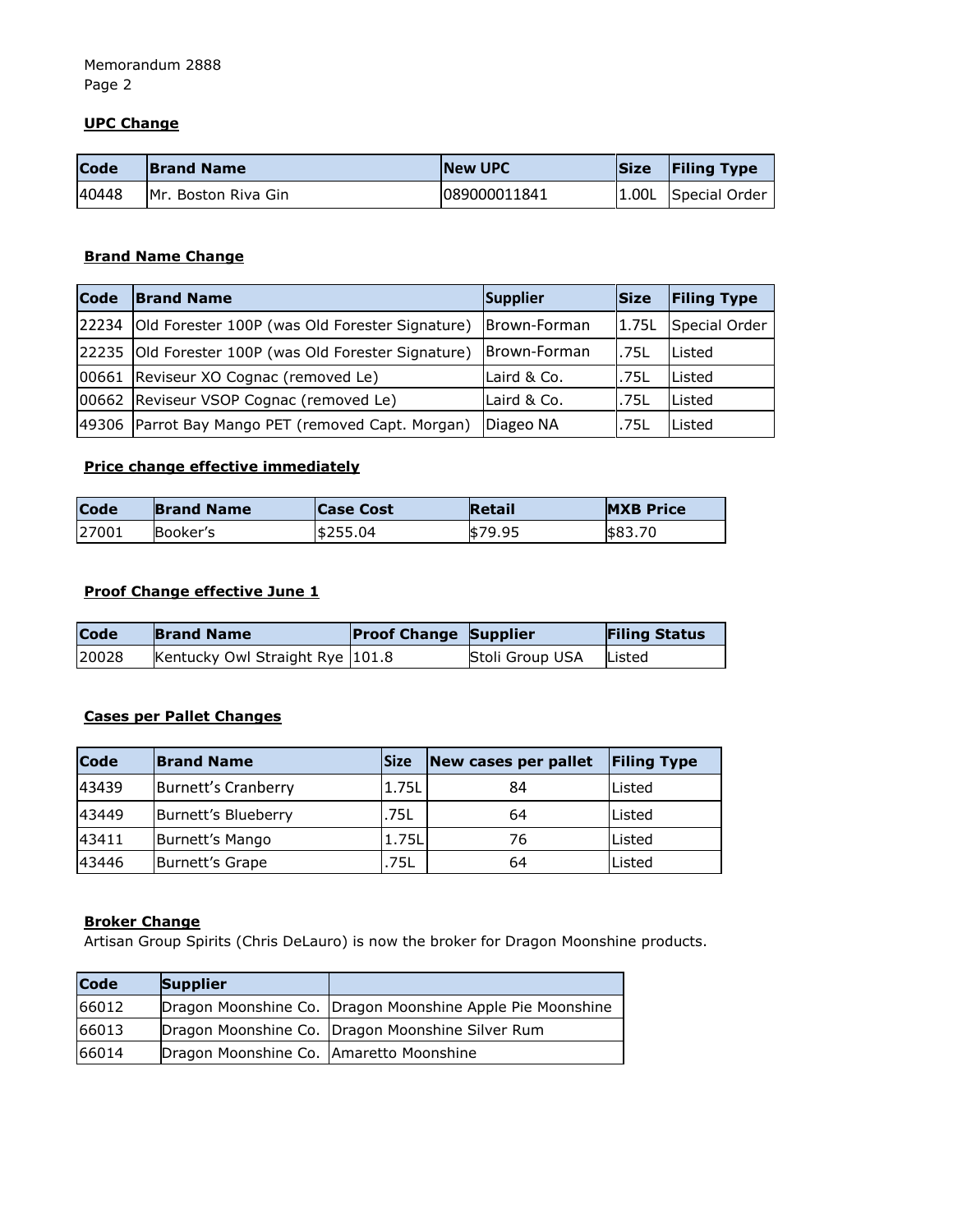## UPC Change

| Code | Brand Name | New UPC | Size | Filing Type |
|---|---|---|---|---|
| 40448 | Mr. Boston Riva Gin | 089000011841 | 1.00L | Special Order |

## Brand Name Change

| Code | Brand Name | Supplier | Size | Filing Type |
|---|---|---|---|---|
| 22234 | Old Forester 100P (was Old Forester Signature) | Brown-Forman | 1.75L | Special Order |
| 22235 | Old Forester 100P (was Old Forester Signature) | Brown-Forman | .75L | Listed |
| 00661 | Reviseur XO Cognac (removed Le) | Laird & Co. | .75L | Listed |
| 00662 | Reviseur VSOP Cognac (removed Le) | Laird & Co. | .75L | Listed |
| 49306 | Parrot Bay Mango PET (removed Capt. Morgan) | Diageo NA | .75L | Listed |

## Price change effective immediately

| Code | Brand Name | Case Cost | Retail | MXB Price |
|---|---|---|---|---|
| 27001 | Booker's | $255.04 | $79.95 | $83.70 |

## Proof Change effective June 1

| Code | Brand Name | Proof Change | Supplier | Filing Status |
|---|---|---|---|---|
| 20028 | Kentucky Owl Straight Rye | 101.8 | Stoli Group USA | Listed |

## Cases per Pallet Changes

| Code | Brand Name | Size | New cases per pallet | Filing Type |
|---|---|---|---|---|
| 43439 | Burnett's Cranberry | 1.75L | 84 | Listed |
| 43449 | Burnett's Blueberry | .75L | 64 | Listed |
| 43411 | Burnett's Mango | 1.75L | 76 | Listed |
| 43446 | Burnett's Grape | .75L | 64 | Listed |

## Broker Change

Artisan Group Spirits (Chris DeLauro) is now the broker for Dragon Moonshine products.

| Code | Supplier | |
|---|---|---|
| 66012 | Dragon Moonshine Co. | Dragon Moonshine Apple Pie Moonshine |
| 66013 | Dragon Moonshine Co. | Dragon Moonshine Silver Rum |
| 66014 | Dragon Moonshine Co. | Amaretto Moonshine |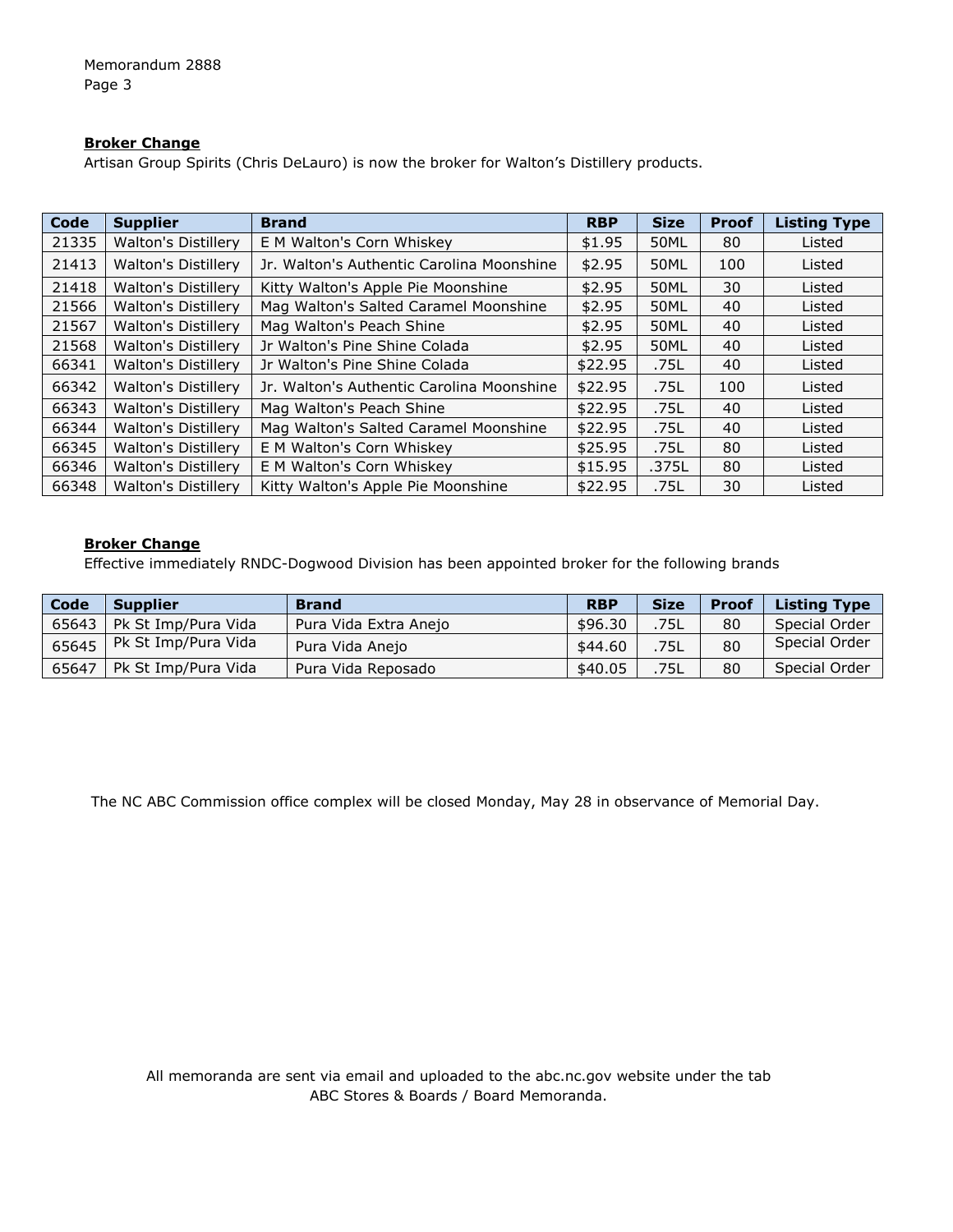**Broker Change**

Artisan Group Spirits (Chris DeLauro) is now the broker for Walton's Distillery products.

| Code | Supplier | Brand | RBP | Size | Proof | Listing Type |
|---|---|---|---|---|---|---|
| 21335 | Walton's Distillery | E M Walton's Corn Whiskey | $1.95 | 50ML | 80 | Listed |
| 21413 | Walton's Distillery | Jr. Walton's Authentic Carolina Moonshine | $2.95 | 50ML | 100 | Listed |
| 21418 | Walton's Distillery | Kitty Walton's Apple Pie Moonshine | $2.95 | 50ML | 30 | Listed |
| 21566 | Walton's Distillery | Mag Walton's Salted Caramel Moonshine | $2.95 | 50ML | 40 | Listed |
| 21567 | Walton's Distillery | Mag Walton's Peach Shine | $2.95 | 50ML | 40 | Listed |
| 21568 | Walton's Distillery | Jr Walton's Pine Shine Colada | $2.95 | 50ML | 40 | Listed |
| 66341 | Walton's Distillery | Jr Walton's Pine Shine Colada | $22.95 | .75L | 40 | Listed |
| 66342 | Walton's Distillery | Jr. Walton's Authentic Carolina Moonshine | $22.95 | .75L | 100 | Listed |
| 66343 | Walton's Distillery | Mag Walton's Peach Shine | $22.95 | .75L | 40 | Listed |
| 66344 | Walton's Distillery | Mag Walton's Salted Caramel Moonshine | $22.95 | .75L | 40 | Listed |
| 66345 | Walton's Distillery | E M Walton's Corn Whiskey | $25.95 | .75L | 80 | Listed |
| 66346 | Walton's Distillery | E M Walton's Corn Whiskey | $15.95 | .375L | 80 | Listed |
| 66348 | Walton's Distillery | Kitty Walton's Apple Pie Moonshine | $22.95 | .75L | 30 | Listed |

**Broker Change**

Effective immediately RNDC-Dogwood Division has been appointed broker for the following brands

| Code | Supplier | Brand | RBP | Size | Proof | Listing Type |
|---|---|---|---|---|---|---|
| 65643 | Pk St Imp/Pura Vida | Pura Vida Extra Anejo | $96.30 | .75L | 80 | Special Order |
| 65645 | Pk St Imp/Pura Vida | Pura Vida Anejo | $44.60 | .75L | 80 | Special Order |
| 65647 | Pk St Imp/Pura Vida | Pura Vida Reposado | $40.05 | .75L | 80 | Special Order |

The NC ABC Commission office complex will be closed Monday, May 28 in observance of Memorial Day.

All memoranda are sent via email and uploaded to the abc.nc.gov website under the tab ABC Stores & Boards / Board Memoranda.